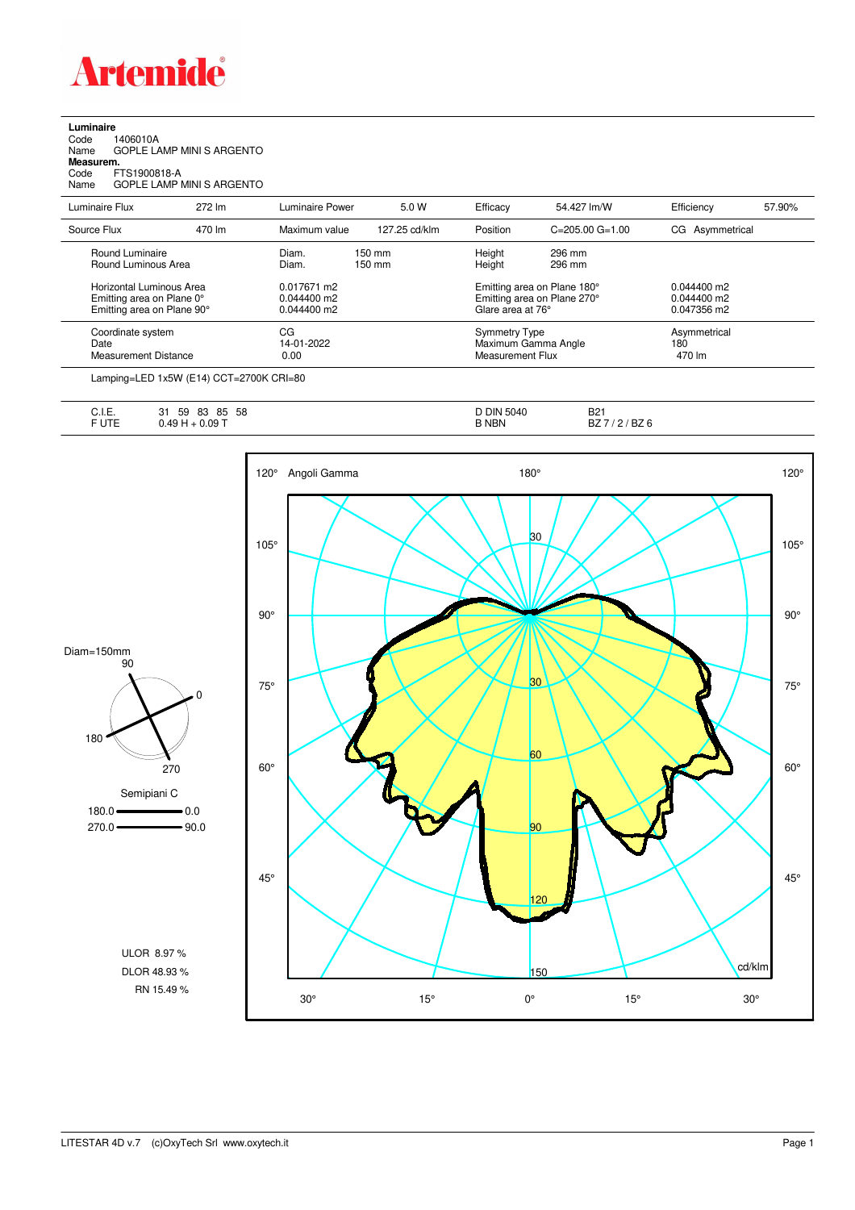# Artemide

**Luminaire**

Code 1406010A
Name GOPLE LAMP MINI S ARGENTO

**Measurem.**

Code FTS1900818-A
Name GOPLE LAMP MINI S ARGENTO

| Luminaire Flux | 272 lm | Luminaire Power | 5.0 W | Efficacy | 54.427 lm/W | Efficiency | 57.90% |
|---|---|---|---|---|---|---|---|
| Source Flux | 470 lm | Maximum value | 127.25 cd/klm | Position | C=205.00 G=1.00 | CG | Asymmetrical |

| | | | |
|---|---|---|---|
| Round Luminaire | Diam. 150 mm | Height 296 mm | |
| Round Luminous Area | Diam. 150 mm | Height 296 mm | |
| Horizontal Luminous Area | 0.017671 m2 | Emitting area on Plane 180° | 0.044400 m2 |
| Emitting area on Plane 0° | 0.044400 m2 | Emitting area on Plane 270° | 0.044400 m2 |
| Emitting area on Plane 90° | 0.044400 m2 | Glare area at 76° | 0.047356 m2 |
| Coordinate system | CG | Symmetry Type | Asymmetrical |
| Date | 14-01-2022 | Maximum Gamma Angle | 180 |
| Measurement Distance | 0.00 | Measurement Flux | 470 lm |

Lamping=LED 1x5W (E14) CCT=2700K CRI=80

| | | | |
|---|---|---|---|
| C.I.E. | 31 59 83 85 58 | D DIN 5040 | B21 |
| F UTE | 0.49 H + 0.09 T | B NBN | BZ 7 / 2 / BZ 6 |

Diam=150mm

Semipiani C

180.0 — 0.0
270.0 — 90.0

ULOR 8.97 %
DLOR 48.93 %
RN 15.49 %

Angoli Gamma — cd/klm

LITESTAR 4D v.7 (c)OxyTech Srl www.oxytech.it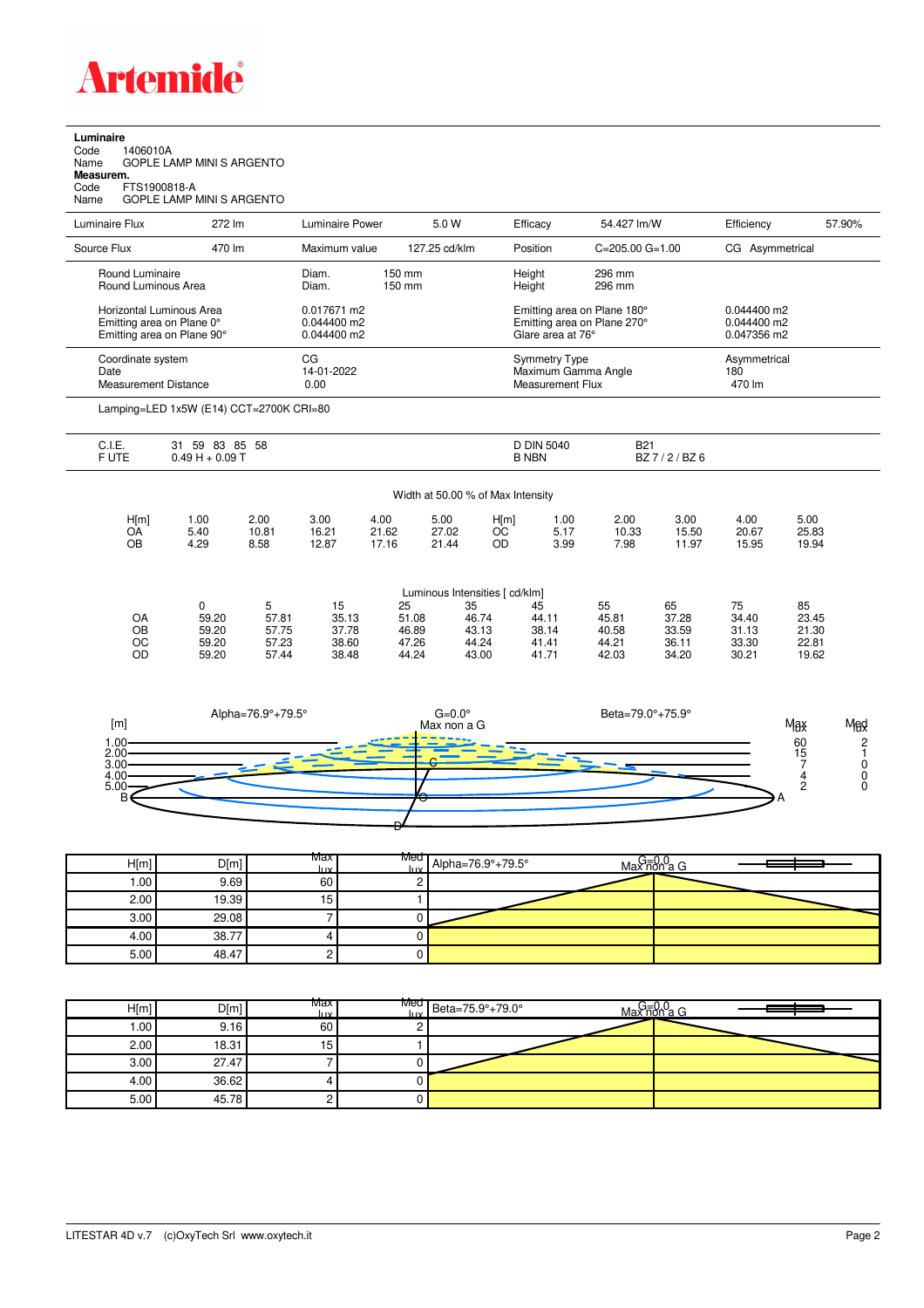# Artemide

**Luminaire**
Code 1406010A
Name GOPLE LAMP MINI S ARGENTO
**Measurem.**
Code FTS1900818-A
Name GOPLE LAMP MINI S ARGENTO

| | | | | | | | |
|---|---|---|---|---|---|---|---|
| Luminaire Flux | 272 lm | Luminaire Power | 5.0 W | Efficacy | 54.427 lm/W | Efficiency | 57.90% |
| Source Flux | 470 lm | Maximum value | 127.25 cd/klm | Position | C=205.00 G=1.00 | CG | Asymmetrical |

| | | | | |
|---|---|---|---|---|
| Round Luminaire | Diam. 150 mm | Height | 296 mm | |
| Round Luminous Area | Diam. 150 mm | Height | 296 mm | |
| Horizontal Luminous Area | 0.017671 m2 | Emitting area on Plane 180° | | 0.044400 m2 |
| Emitting area on Plane 0° | 0.044400 m2 | Emitting area on Plane 270° | | 0.044400 m2 |
| Emitting area on Plane 90° | 0.044400 m2 | Glare area at 76° | | 0.047356 m2 |
| Coordinate system | CG | Symmetry Type | | Asymmetrical |
| Date | 14-01-2022 | Maximum Gamma Angle | | 180 |
| Measurement Distance | 0.00 | Measurement Flux | | 470 lm |

Lamping=LED 1x5W (E14) CCT=2700K CRI=80

| | | | |
|---|---|---|---|
| C.I.E. | 31 59 83 85 58 | D DIN 5040 | B21 |
| F UTE | 0.49 H + 0.09 T | B NBN | BZ 7 / 2 / BZ 6 |

Width at 50.00 % of Max Intensity

| H[m] | 1.00 | 2.00 | 3.00 | 4.00 | 5.00 | H[m] | 1.00 | 2.00 | 3.00 | 4.00 | 5.00 |
|---|---|---|---|---|---|---|---|---|---|---|---|
| OA | 5.40 | 10.81 | 16.21 | 21.62 | 27.02 | OC | 5.17 | 10.33 | 15.50 | 20.67 | 25.83 |
| OB | 4.29 | 8.58 | 12.87 | 17.16 | 21.44 | OD | 3.99 | 7.98 | 11.97 | 15.95 | 19.94 |

Luminous Intensities [ cd/klm]

| | 0 | 5 | 15 | 25 | 35 | 45 | 55 | 65 | 75 | 85 |
|---|---|---|---|---|---|---|---|---|---|---|
| OA | 59.20 | 57.81 | 35.13 | 51.08 | 46.74 | 44.11 | 45.81 | 37.28 | 34.40 | 23.45 |
| OB | 59.20 | 57.75 | 37.78 | 46.89 | 43.13 | 38.14 | 40.58 | 33.59 | 31.13 | 21.30 |
| OC | 59.20 | 57.23 | 38.60 | 47.26 | 44.24 | 41.41 | 44.21 | 36.11 | 33.30 | 22.81 |
| OD | 59.20 | 57.44 | 38.48 | 44.24 | 43.00 | 41.71 | 42.03 | 34.20 | 30.21 | 19.62 |

[m]
Alpha=76.9°+79.5°
G=0.0°
Max non a G
Beta=79.0°+75.9°
1.00
2.00
3.00
4.00
5.00
A B C D
Max lux: 60 15 7 4 2
Med lux: 2 1 0 0 0

| H[m] | D[m] | Max lux | Med lux | Alpha=76.9°+79.5° | G=0.0 Max non a G |
|---|---|---|---|---|---|
| 1.00 | 9.69 | 60 | 2 | | |
| 2.00 | 19.39 | 15 | 1 | | |
| 3.00 | 29.08 | 7 | 0 | | |
| 4.00 | 38.77 | 4 | 0 | | |
| 5.00 | 48.47 | 2 | 0 | | |

| H[m] | D[m] | Max lux | Med lux | Beta=75.9°+79.0° | G=0.0 Max non a G |
|---|---|---|---|---|---|
| 1.00 | 9.16 | 60 | 2 | | |
| 2.00 | 18.31 | 15 | 1 | | |
| 3.00 | 27.47 | 7 | 0 | | |
| 4.00 | 36.62 | 4 | 0 | | |
| 5.00 | 45.78 | 2 | 0 | | |

LITESTAR 4D v.7 (c)OxyTech Srl www.oxytech.it